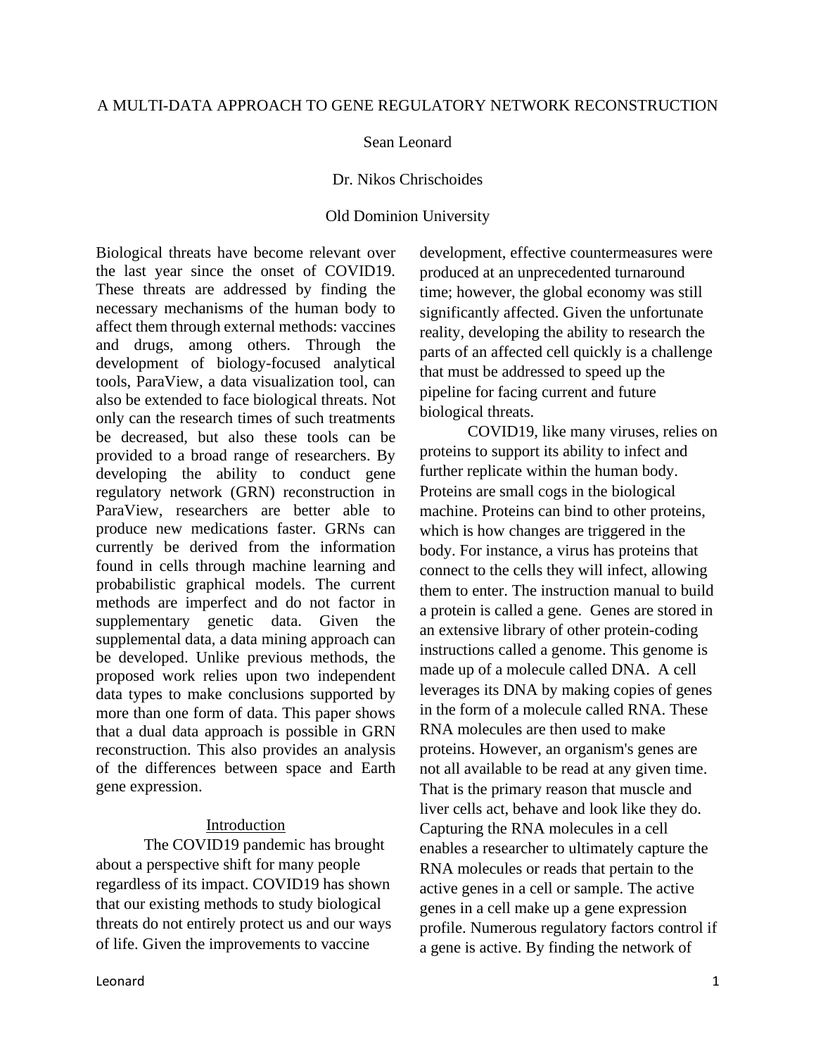# A MULTI-DATA APPROACH TO GENE REGULATORY NETWORK RECONSTRUCTION

Sean Leonard

Dr. Nikos Chrischoides

Old Dominion University

Biological threats have become relevant over the last year since the onset of COVID19. These threats are addressed by finding the necessary mechanisms of the human body to affect them through external methods: vaccines and drugs, among others. Through the development of biology-focused analytical tools, ParaView, a data visualization tool, can also be extended to face biological threats. Not only can the research times of such treatments be decreased, but also these tools can be provided to a broad range of researchers. By developing the ability to conduct gene regulatory network (GRN) reconstruction in ParaView, researchers are better able to produce new medications faster. GRNs can currently be derived from the information found in cells through machine learning and probabilistic graphical models. The current methods are imperfect and do not factor in supplementary genetic data. Given the supplemental data, a data mining approach can be developed. Unlike previous methods, the proposed work relies upon two independent data types to make conclusions supported by more than one form of data. This paper shows that a dual data approach is possible in GRN reconstruction. This also provides an analysis of the differences between space and Earth gene expression.

## Introduction

The COVID19 pandemic has brought about a perspective shift for many people regardless of its impact. COVID19 has shown that our existing methods to study biological threats do not entirely protect us and our ways of life. Given the improvements to vaccine development, effective countermeasures were produced at an unprecedented turnaround time; however, the global economy was still significantly affected. Given the unfortunate reality, developing the ability to research the parts of an affected cell quickly is a challenge that must be addressed to speed up the pipeline for facing current and future biological threats.

COVID19, like many viruses, relies on proteins to support its ability to infect and further replicate within the human body. Proteins are small cogs in the biological machine. Proteins can bind to other proteins, which is how changes are triggered in the body. For instance, a virus has proteins that connect to the cells they will infect, allowing them to enter. The instruction manual to build a protein is called a gene. Genes are stored in an extensive library of other protein-coding instructions called a genome. This genome is made up of a molecule called DNA. A cell leverages its DNA by making copies of genes in the form of a molecule called RNA. These RNA molecules are then used to make proteins. However, an organism's genes are not all available to be read at any given time. That is the primary reason that muscle and liver cells act, behave and look like they do. Capturing the RNA molecules in a cell enables a researcher to ultimately capture the RNA molecules or reads that pertain to the active genes in a cell or sample. The active genes in a cell make up a gene expression profile. Numerous regulatory factors control if a gene is active. By finding the network of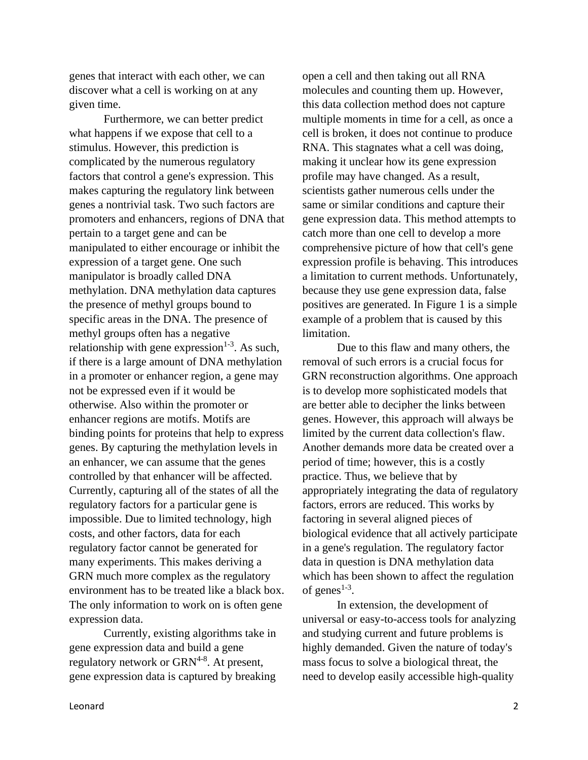genes that interact with each other, we can discover what a cell is working on at any given time.

Furthermore, we can better predict what happens if we expose that cell to a stimulus. However, this prediction is complicated by the numerous regulatory factors that control a gene's expression. This makes capturing the regulatory link between genes a nontrivial task. Two such factors are promoters and enhancers, regions of DNA that pertain to a target gene and can be manipulated to either encourage or inhibit the expression of a target gene. One such manipulator is broadly called DNA methylation. DNA methylation data captures the presence of methyl groups bound to specific areas in the DNA. The presence of methyl groups often has a negative relationship with gene expression[1-3]. As such, if there is a large amount of DNA methylation in a promoter or enhancer region, a gene may not be expressed even if it would be otherwise. Also within the promoter or enhancer regions are motifs. Motifs are binding points for proteins that help to express genes. By capturing the methylation levels in an enhancer, we can assume that the genes controlled by that enhancer will be affected. Currently, capturing all of the states of all the regulatory factors for a particular gene is impossible. Due to limited technology, high costs, and other factors, data for each regulatory factor cannot be generated for many experiments. This makes deriving a GRN much more complex as the regulatory environment has to be treated like a black box. The only information to work on is often gene expression data.

Currently, existing algorithms take in gene expression data and build a gene regulatory network or GRN[4-8]. At present, gene expression data is captured by breaking open a cell and then taking out all RNA molecules and counting them up. However, this data collection method does not capture multiple moments in time for a cell, as once a cell is broken, it does not continue to produce RNA. This stagnates what a cell was doing, making it unclear how its gene expression profile may have changed. As a result, scientists gather numerous cells under the same or similar conditions and capture their gene expression data. This method attempts to catch more than one cell to develop a more comprehensive picture of how that cell's gene expression profile is behaving. This introduces a limitation to current methods. Unfortunately, because they use gene expression data, false positives are generated. In Figure 1 is a simple example of a problem that is caused by this limitation.

Due to this flaw and many others, the removal of such errors is a crucial focus for GRN reconstruction algorithms. One approach is to develop more sophisticated models that are better able to decipher the links between genes. However, this approach will always be limited by the current data collection's flaw. Another demands more data be created over a period of time; however, this is a costly practice. Thus, we believe that by appropriately integrating the data of regulatory factors, errors are reduced. This works by factoring in several aligned pieces of biological evidence that all actively participate in a gene's regulation. The regulatory factor data in question is DNA methylation data which has been shown to affect the regulation of genes[1-3].

In extension, the development of universal or easy-to-access tools for analyzing and studying current and future problems is highly demanded. Given the nature of today's mass focus to solve a biological threat, the need to develop easily accessible high-quality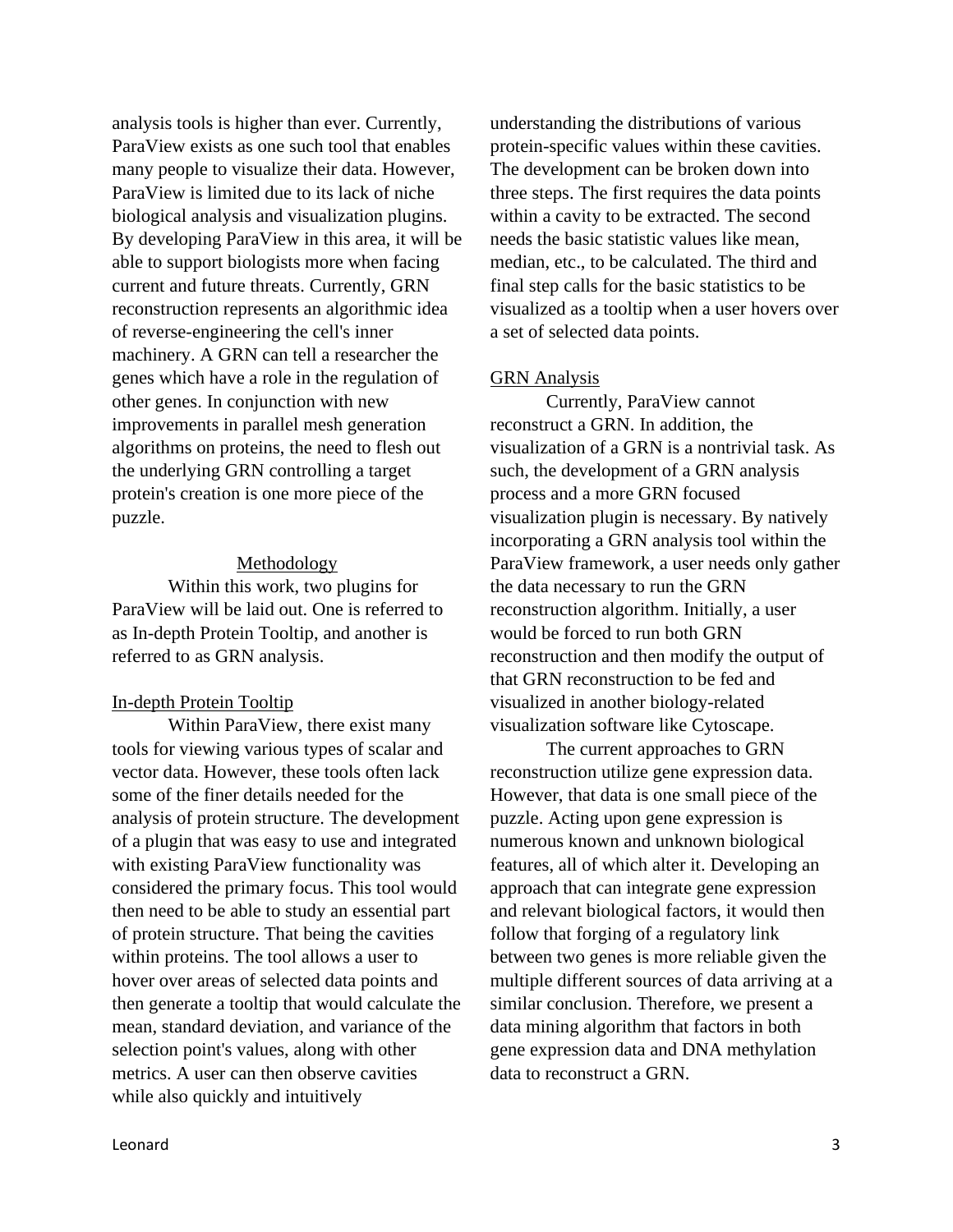analysis tools is higher than ever. Currently, ParaView exists as one such tool that enables many people to visualize their data. However, ParaView is limited due to its lack of niche biological analysis and visualization plugins. By developing ParaView in this area, it will be able to support biologists more when facing current and future threats. Currently, GRN reconstruction represents an algorithmic idea of reverse-engineering the cell's inner machinery. A GRN can tell a researcher the genes which have a role in the regulation of other genes. In conjunction with new improvements in parallel mesh generation algorithms on proteins, the need to flesh out the underlying GRN controlling a target protein's creation is one more piece of the puzzle.

## Methodology

Within this work, two plugins for ParaView will be laid out. One is referred to as In-depth Protein Tooltip, and another is referred to as GRN analysis.

### In-depth Protein Tooltip

Within ParaView, there exist many tools for viewing various types of scalar and vector data. However, these tools often lack some of the finer details needed for the analysis of protein structure. The development of a plugin that was easy to use and integrated with existing ParaView functionality was considered the primary focus. This tool would then need to be able to study an essential part of protein structure. That being the cavities within proteins. The tool allows a user to hover over areas of selected data points and then generate a tooltip that would calculate the mean, standard deviation, and variance of the selection point's values, along with other metrics. A user can then observe cavities while also quickly and intuitively understanding the distributions of various protein-specific values within these cavities. The development can be broken down into three steps. The first requires the data points within a cavity to be extracted. The second needs the basic statistic values like mean, median, etc., to be calculated. The third and final step calls for the basic statistics to be visualized as a tooltip when a user hovers over a set of selected data points.

### GRN Analysis

Currently, ParaView cannot reconstruct a GRN. In addition, the visualization of a GRN is a nontrivial task. As such, the development of a GRN analysis process and a more GRN focused visualization plugin is necessary. By natively incorporating a GRN analysis tool within the ParaView framework, a user needs only gather the data necessary to run the GRN reconstruction algorithm. Initially, a user would be forced to run both GRN reconstruction and then modify the output of that GRN reconstruction to be fed and visualized in another biology-related visualization software like Cytoscape.

The current approaches to GRN reconstruction utilize gene expression data. However, that data is one small piece of the puzzle. Acting upon gene expression is numerous known and unknown biological features, all of which alter it. Developing an approach that can integrate gene expression and relevant biological factors, it would then follow that forging of a regulatory link between two genes is more reliable given the multiple different sources of data arriving at a similar conclusion. Therefore, we present a data mining algorithm that factors in both gene expression data and DNA methylation data to reconstruct a GRN.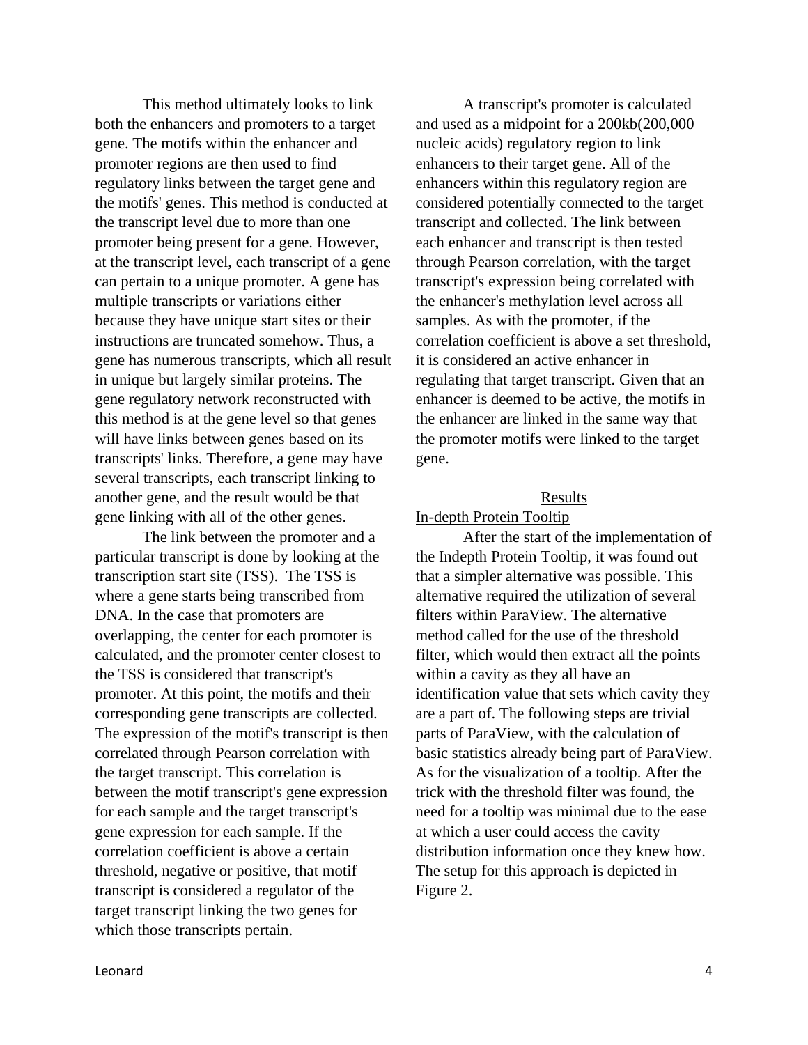This method ultimately looks to link both the enhancers and promoters to a target gene. The motifs within the enhancer and promoter regions are then used to find regulatory links between the target gene and the motifs' genes. This method is conducted at the transcript level due to more than one promoter being present for a gene. However, at the transcript level, each transcript of a gene can pertain to a unique promoter. A gene has multiple transcripts or variations either because they have unique start sites or their instructions are truncated somehow. Thus, a gene has numerous transcripts, which all result in unique but largely similar proteins. The gene regulatory network reconstructed with this method is at the gene level so that genes will have links between genes based on its transcripts' links. Therefore, a gene may have several transcripts, each transcript linking to another gene, and the result would be that gene linking with all of the other genes.

The link between the promoter and a particular transcript is done by looking at the transcription start site (TSS). The TSS is where a gene starts being transcribed from DNA. In the case that promoters are overlapping, the center for each promoter is calculated, and the promoter center closest to the TSS is considered that transcript's promoter. At this point, the motifs and their corresponding gene transcripts are collected. The expression of the motif's transcript is then correlated through Pearson correlation with the target transcript. This correlation is between the motif transcript's gene expression for each sample and the target transcript's gene expression for each sample. If the correlation coefficient is above a certain threshold, negative or positive, that motif transcript is considered a regulator of the target transcript linking the two genes for which those transcripts pertain.

A transcript's promoter is calculated and used as a midpoint for a 200kb(200,000 nucleic acids) regulatory region to link enhancers to their target gene. All of the enhancers within this regulatory region are considered potentially connected to the target transcript and collected. The link between each enhancer and transcript is then tested through Pearson correlation, with the target transcript's expression being correlated with the enhancer's methylation level across all samples. As with the promoter, if the correlation coefficient is above a set threshold, it is considered an active enhancer in regulating that target transcript. Given that an enhancer is deemed to be active, the motifs in the enhancer are linked in the same way that the promoter motifs were linked to the target gene.

## Results

### In-depth Protein Tooltip

After the start of the implementation of the Indepth Protein Tooltip, it was found out that a simpler alternative was possible. This alternative required the utilization of several filters within ParaView. The alternative method called for the use of the threshold filter, which would then extract all the points within a cavity as they all have an identification value that sets which cavity they are a part of. The following steps are trivial parts of ParaView, with the calculation of basic statistics already being part of ParaView. As for the visualization of a tooltip. After the trick with the threshold filter was found, the need for a tooltip was minimal due to the ease at which a user could access the cavity distribution information once they knew how. The setup for this approach is depicted in Figure 2.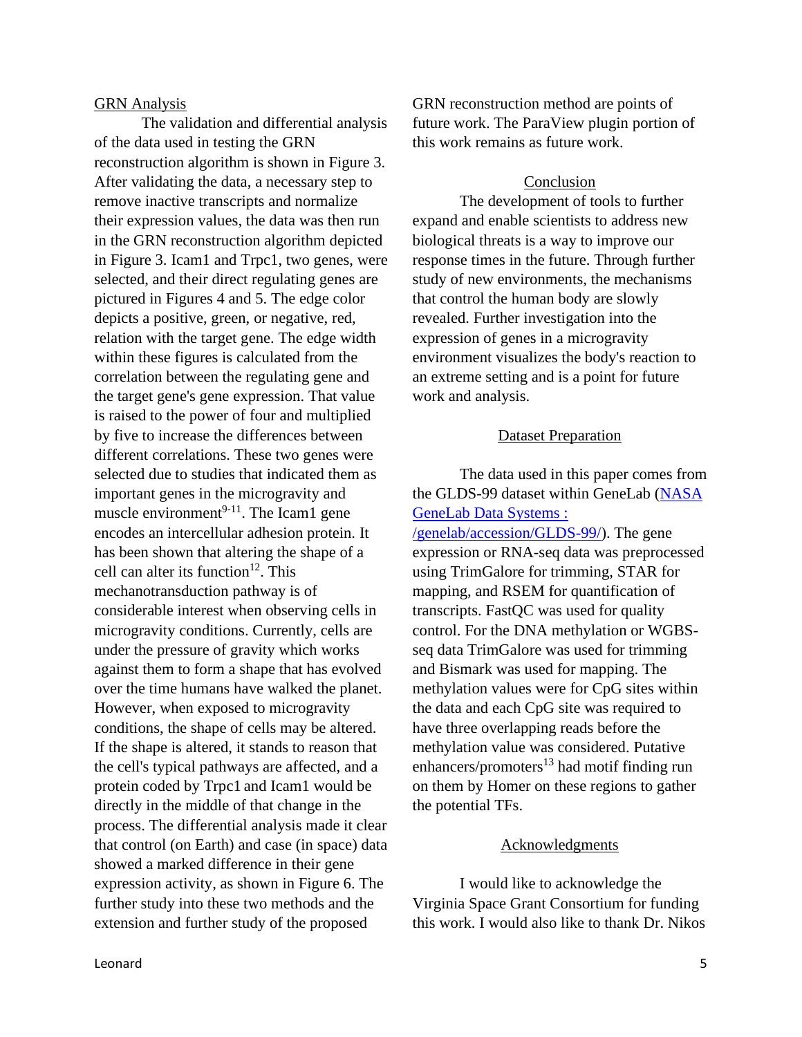## GRN Analysis

The validation and differential analysis of the data used in testing the GRN reconstruction algorithm is shown in Figure 3. After validating the data, a necessary step to remove inactive transcripts and normalize their expression values, the data was then run in the GRN reconstruction algorithm depicted in Figure 3. Icam1 and Trpc1, two genes, were selected, and their direct regulating genes are pictured in Figures 4 and 5. The edge color depicts a positive, green, or negative, red, relation with the target gene. The edge width within these figures is calculated from the correlation between the regulating gene and the target gene's gene expression. That value is raised to the power of four and multiplied by five to increase the differences between different correlations. These two genes were selected due to studies that indicated them as important genes in the microgravity and muscle environment[9-11]. The Icam1 gene encodes an intercellular adhesion protein. It has been shown that altering the shape of a cell can alter its function[12]. This mechanotransduction pathway is of considerable interest when observing cells in microgravity conditions. Currently, cells are under the pressure of gravity which works against them to form a shape that has evolved over the time humans have walked the planet. However, when exposed to microgravity conditions, the shape of cells may be altered. If the shape is altered, it stands to reason that the cell's typical pathways are affected, and a protein coded by Trpc1 and Icam1 would be directly in the middle of that change in the process. The differential analysis made it clear that control (on Earth) and case (in space) data showed a marked difference in their gene expression activity, as shown in Figure 6. The further study into these two methods and the extension and further study of the proposed GRN reconstruction method are points of future work. The ParaView plugin portion of this work remains as future work.

## Conclusion

The development of tools to further expand and enable scientists to address new biological threats is a way to improve our response times in the future. Through further study of new environments, the mechanisms that control the human body are slowly revealed. Further investigation into the expression of genes in a microgravity environment visualizes the body's reaction to an extreme setting and is a point for future work and analysis.

## Dataset Preparation

The data used in this paper comes from the GLDS-99 dataset within GeneLab ([NASA GeneLab Data Systems : /genelab/accession/GLDS-99/](/genelab/accession/GLDS-99/)). The gene expression or RNA-seq data was preprocessed using TrimGalore for trimming, STAR for mapping, and RSEM for quantification of transcripts. FastQC was used for quality control. For the DNA methylation or WGBS-seq data TrimGalore was used for trimming and Bismark was used for mapping. The methylation values were for CpG sites within the data and each CpG site was required to have three overlapping reads before the methylation value was considered. Putative enhancers/promoters[13] had motif finding run on them by Homer on these regions to gather the potential TFs.

## Acknowledgments

I would like to acknowledge the Virginia Space Grant Consortium for funding this work. I would also like to thank Dr. Nikos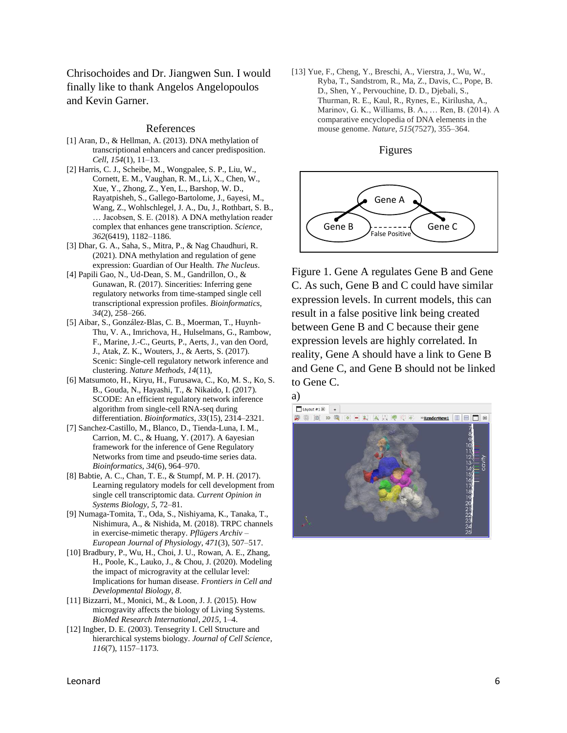Chrisochoides and Dr. Jiangwen Sun. I would finally like to thank Angelos Angelopoulos and Kevin Garner.

## References

[1] Aran, D., & Hellman, A. (2013). DNA methylation of transcriptional enhancers and cancer predisposition. *Cell*, *154*(1), 11–13.

[2] Harris, C. J., Scheibe, M., Wongpalee, S. P., Liu, W., Cornett, E. M., Vaughan, R. M., Li, X., Chen, W., Xue, Y., Zhong, Z., Yen, L., Barshop, W. D., Rayatpisheh, S., Gallego-Bartolome, J., 6ayesi, M., Wang, Z., Wohlschlegel, J. A., Du, J., Rothbart, S. B., … Jacobsen, S. E. (2018). A DNA methylation reader complex that enhances gene transcription. *Science*, *362*(6419), 1182–1186.

[3] Dhar, G. A., Saha, S., Mitra, P., & Nag Chaudhuri, R. (2021). DNA methylation and regulation of gene expression: Guardian of Our Health. *The Nucleus*.

[4] Papili Gao, N., Ud-Dean, S. M., Gandrillon, O., & Gunawan, R. (2017). Sincerities: Inferring gene regulatory networks from time-stamped single cell transcriptional expression profiles. *Bioinformatics*, *34*(2), 258–266.

[5] Aibar, S., González-Blas, C. B., Moerman, T., Huynh-Thu, V. A., Imrichova, H., Hulselmans, G., Rambow, F., Marine, J.-C., Geurts, P., Aerts, J., van den Oord, J., Atak, Z. K., Wouters, J., & Aerts, S. (2017). Scenic: Single-cell regulatory network inference and clustering. *Nature Methods*, *14*(11),

[6] Matsumoto, H., Kiryu, H., Furusawa, C., Ko, M. S., Ko, S. B., Gouda, N., Hayashi, T., & Nikaido, I. (2017). SCODE: An efficient regulatory network inference algorithm from single-cell RNA-seq during differentiation. *Bioinformatics*, *33*(15), 2314–2321.

[7] Sanchez-Castillo, M., Blanco, D., Tienda-Luna, I. M., Carrion, M. C., & Huang, Y. (2017). A 6ayesian framework for the inference of Gene Regulatory Networks from time and pseudo-time series data. *Bioinformatics*, *34*(6), 964–970.

[8] Babtie, A. C., Chan, T. E., & Stumpf, M. P. H. (2017). Learning regulatory models for cell development from single cell transcriptomic data. *Current Opinion in Systems Biology*, *5*, 72–81.

[9] Numaga-Tomita, T., Oda, S., Nishiyama, K., Tanaka, T., Nishimura, A., & Nishida, M. (2018). TRPC channels in exercise-mimetic therapy. *Pflügers Archiv – European Journal of Physiology*, *471*(3), 507–517.

[10] Bradbury, P., Wu, H., Choi, J. U., Rowan, A. E., Zhang, H., Poole, K., Lauko, J., & Chou, J. (2020). Modeling the impact of microgravity at the cellular level: Implications for human disease. *Frontiers in Cell and Developmental Biology*, *8*.

[11] Bizzarri, M., Monici, M., & Loon, J. J. (2015). How microgravity affects the biology of Living Systems. *BioMed Research International*, *2015*, 1–4.

[12] Ingber, D. E. (2003). Tensegrity I. Cell Structure and hierarchical systems biology. *Journal of Cell Science*, *116*(7), 1157–1173.

[13] Yue, F., Cheng, Y., Breschi, A., Vierstra, J., Wu, W., Ryba, T., Sandstrom, R., Ma, Z., Davis, C., Pope, B. D., Shen, Y., Pervouchine, D. D., Djebali, S., Thurman, R. E., Kaul, R., Rynes, E., Kirilusha, A., Marinov, G. K., Williams, B. A., … Ren, B. (2014). A comparative encyclopedia of DNA elements in the mouse genome. *Nature*, *515*(7527), 355–364.

## Figures

Figure 1. Gene A regulates Gene B and Gene C. As such, Gene B and C could have similar expression levels. In current models, this can result in a false positive link being created between Gene B and C because their gene expression levels are highly correlated. In reality, Gene A should have a link to Gene B and Gene C, and Gene B should not be linked to Gene C.

a)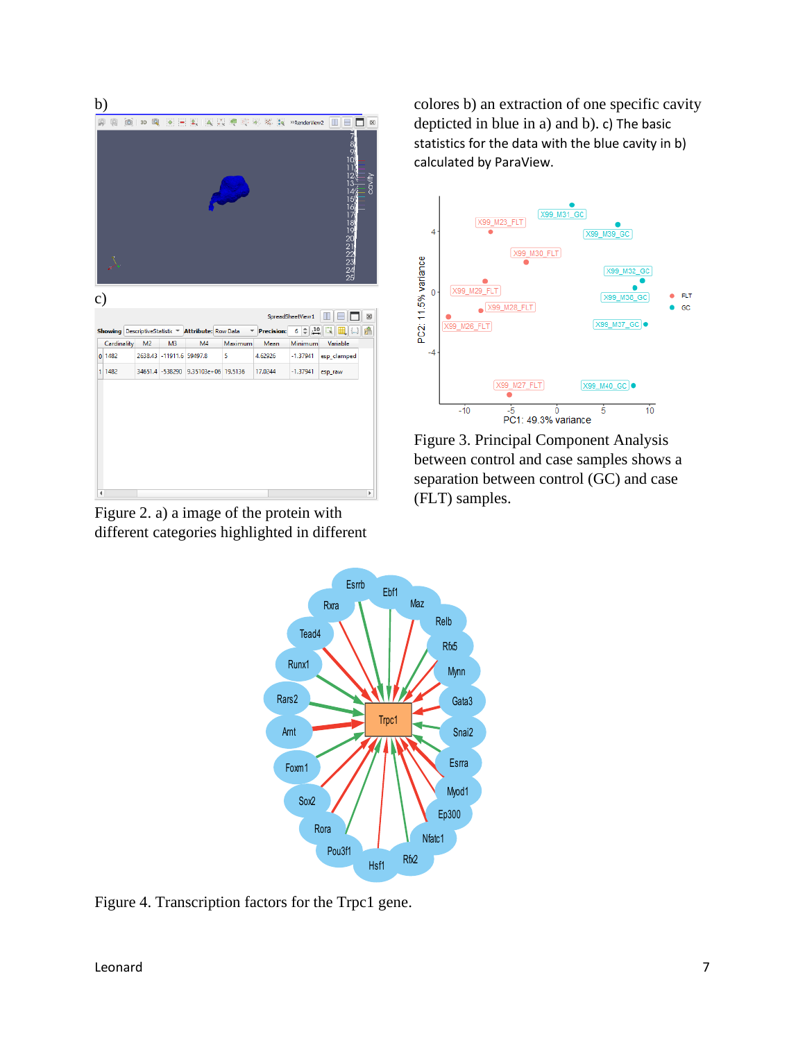b)

c)

Figure 2. a) a image of the protein with different categories highlighted in different colores b) an extraction of one specific cavity depticted in blue in a) and b). c) The basic statistics for the data with the blue cavity in b) calculated by ParaView.

Figure 3. Principal Component Analysis between control and case samples shows a separation between control (GC) and case (FLT) samples.

Figure 4. Transcription factors for the Trpc1 gene.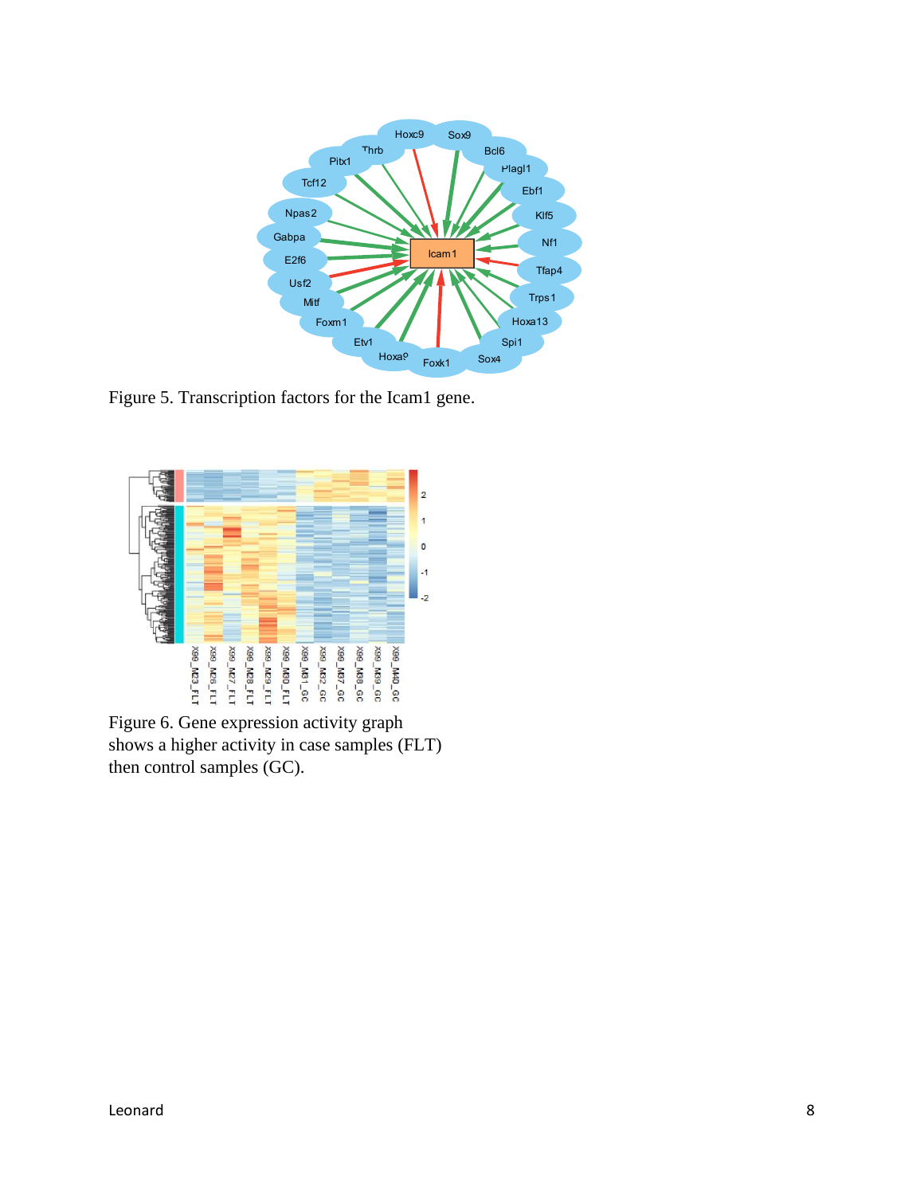Hoxc9
Sox9
Thrb
Bcl6
Pitx1
Plagl1
Tcf12
Ebf1
Npas2
Klf5
Gabpa
Nf1
Icam1
E2f6
Tfap4
Usf2
Trps1
Mitf
Hoxa13
Foxm1
Spi1
Etv1
Sox4
Hoxa9
Foxk1

Figure 5. Transcription factors for the Icam1 gene.

2
1
0
-1
-2

X99_M23_FLT
X99_M26_FLT
X99_M27_FLT
X99_M28_FLT
X99_M29_FLT
X99_M30_FLT
X99_M31_GC
X99_M32_GC
X99_M37_GC
X99_M38_GC
X99_M39_GC
X99_M40_GC

Figure 6. Gene expression activity graph shows a higher activity in case samples (FLT) then control samples (GC).